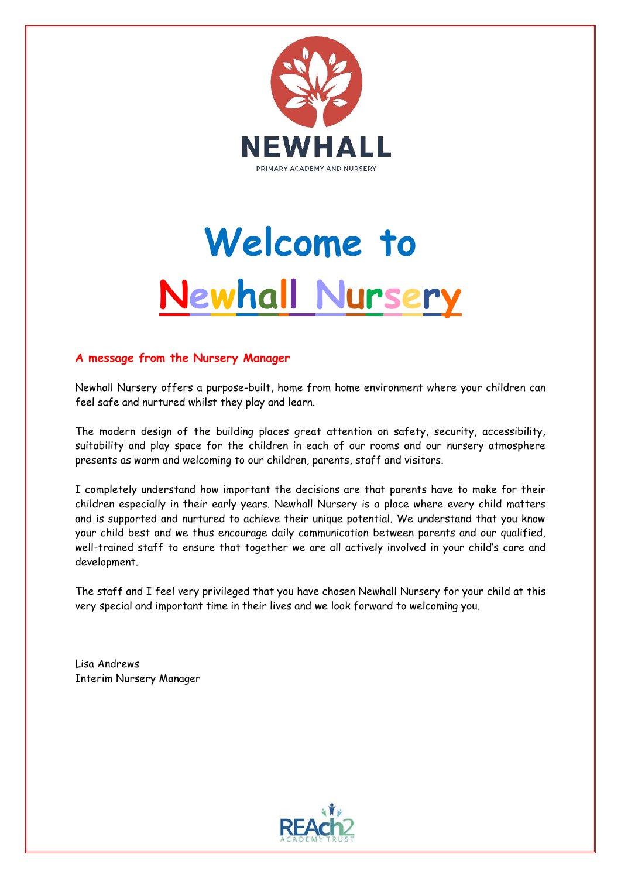NEWHALL

PRIMARY ACADEMY AND NURSERY

# Welcome to Newhall Nursery

**A message from the Nursery Manager**

Newhall Nursery offers a purpose-built, home from home environment where your children can feel safe and nurtured whilst they play and learn.

The modern design of the building places great attention on safety, security, accessibility, suitability and play space for the children in each of our rooms and our nursery atmosphere presents as warm and welcoming to our children, parents, staff and visitors.

I completely understand how important the decisions are that parents have to make for their children especially in their early years. Newhall Nursery is a place where every child matters and is supported and nurtured to achieve their unique potential. We understand that you know your child best and we thus encourage daily communication between parents and our qualified, well-trained staff to ensure that together we are all actively involved in your child's care and development.

The staff and I feel very privileged that you have chosen Newhall Nursery for your child at this very special and important time in their lives and we look forward to welcoming you.

Lisa Andrews
Interim Nursery Manager

REAch2 ACADEMY TRUST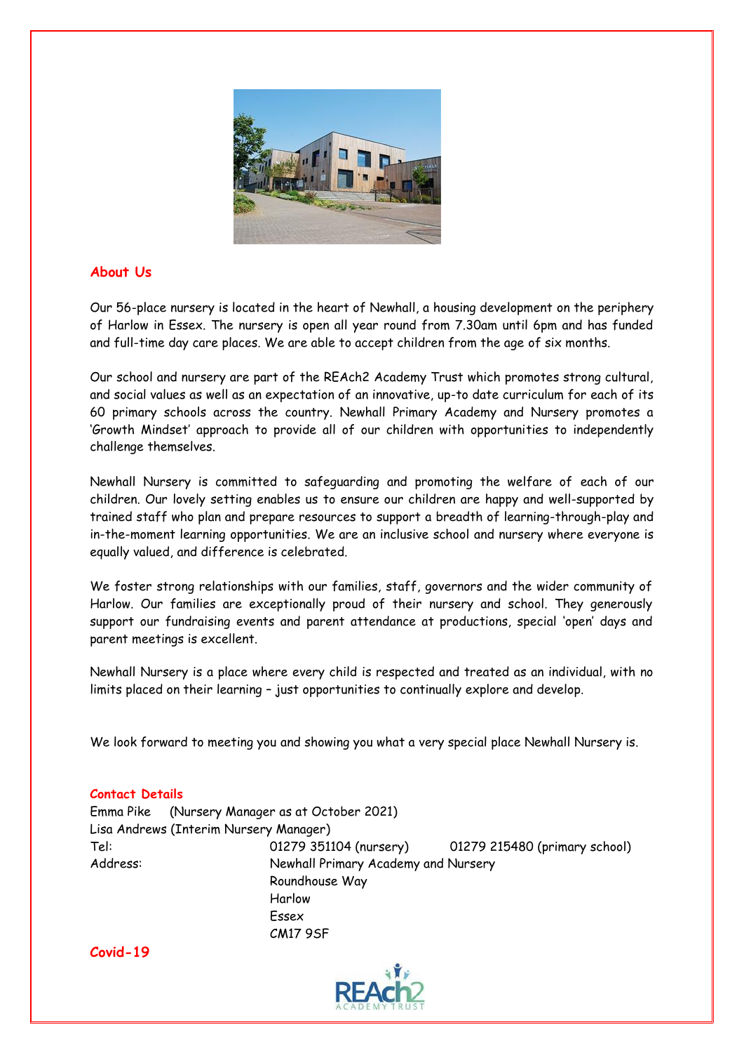## About Us

Our 56-place nursery is located in the heart of Newhall, a housing development on the periphery of Harlow in Essex. The nursery is open all year round from 7.30am until 6pm and has funded and full-time day care places. We are able to accept children from the age of six months.

Our school and nursery are part of the REAch2 Academy Trust which promotes strong cultural, and social values as well as an expectation of an innovative, up-to date curriculum for each of its 60 primary schools across the country. Newhall Primary Academy and Nursery promotes a 'Growth Mindset' approach to provide all of our children with opportunities to independently challenge themselves.

Newhall Nursery is committed to safeguarding and promoting the welfare of each of our children. Our lovely setting enables us to ensure our children are happy and well-supported by trained staff who plan and prepare resources to support a breadth of learning-through-play and in-the-moment learning opportunities. We are an inclusive school and nursery where everyone is equally valued, and difference is celebrated.

We foster strong relationships with our families, staff, governors and the wider community of Harlow. Our families are exceptionally proud of their nursery and school. They generously support our fundraising events and parent attendance at productions, special 'open' days and parent meetings is excellent.

Newhall Nursery is a place where every child is respected and treated as an individual, with no limits placed on their learning – just opportunities to continually explore and develop.

We look forward to meeting you and showing you what a very special place Newhall Nursery is.

## Contact Details

Emma Pike (Nursery Manager as at October 2021)
Lisa Andrews (Interim Nursery Manager)

Tel: 01279 351104 (nursery) 01279 215480 (primary school)

Address: Newhall Primary Academy and Nursery
Roundhouse Way
Harlow
Essex
CM17 9SF

## Covid-19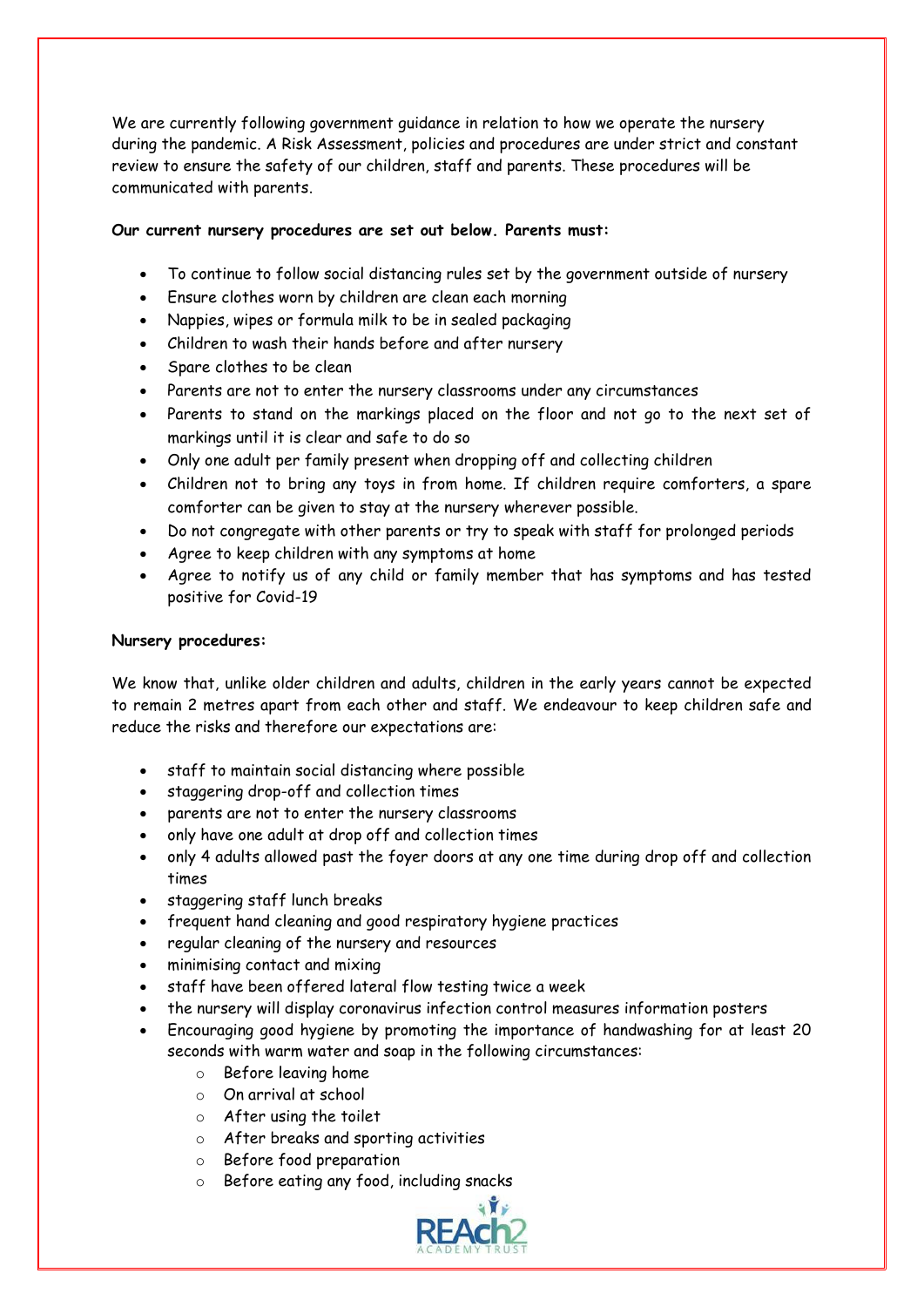We are currently following government guidance in relation to how we operate the nursery during the pandemic. A Risk Assessment, policies and procedures are under strict and constant review to ensure the safety of our children, staff and parents. These procedures will be communicated with parents.

**Our current nursery procedures are set out below. Parents must:**

- To continue to follow social distancing rules set by the government outside of nursery
- Ensure clothes worn by children are clean each morning
- Nappies, wipes or formula milk to be in sealed packaging
- Children to wash their hands before and after nursery
- Spare clothes to be clean
- Parents are not to enter the nursery classrooms under any circumstances
- Parents to stand on the markings placed on the floor and not go to the next set of markings until it is clear and safe to do so
- Only one adult per family present when dropping off and collecting children
- Children not to bring any toys in from home. If children require comforters, a spare comforter can be given to stay at the nursery wherever possible.
- Do not congregate with other parents or try to speak with staff for prolonged periods
- Agree to keep children with any symptoms at home
- Agree to notify us of any child or family member that has symptoms and has tested positive for Covid-19

**Nursery procedures:**

We know that, unlike older children and adults, children in the early years cannot be expected to remain 2 metres apart from each other and staff. We endeavour to keep children safe and reduce the risks and therefore our expectations are:

- staff to maintain social distancing where possible
- staggering drop-off and collection times
- parents are not to enter the nursery classrooms
- only have one adult at drop off and collection times
- only 4 adults allowed past the foyer doors at any one time during drop off and collection times
- staggering staff lunch breaks
- frequent hand cleaning and good respiratory hygiene practices
- regular cleaning of the nursery and resources
- minimising contact and mixing
- staff have been offered lateral flow testing twice a week
- the nursery will display coronavirus infection control measures information posters
- Encouraging good hygiene by promoting the importance of handwashing for at least 20 seconds with warm water and soap in the following circumstances:
    - Before leaving home
    - On arrival at school
    - After using the toilet
    - After breaks and sporting activities
    - Before food preparation
    - Before eating any food, including snacks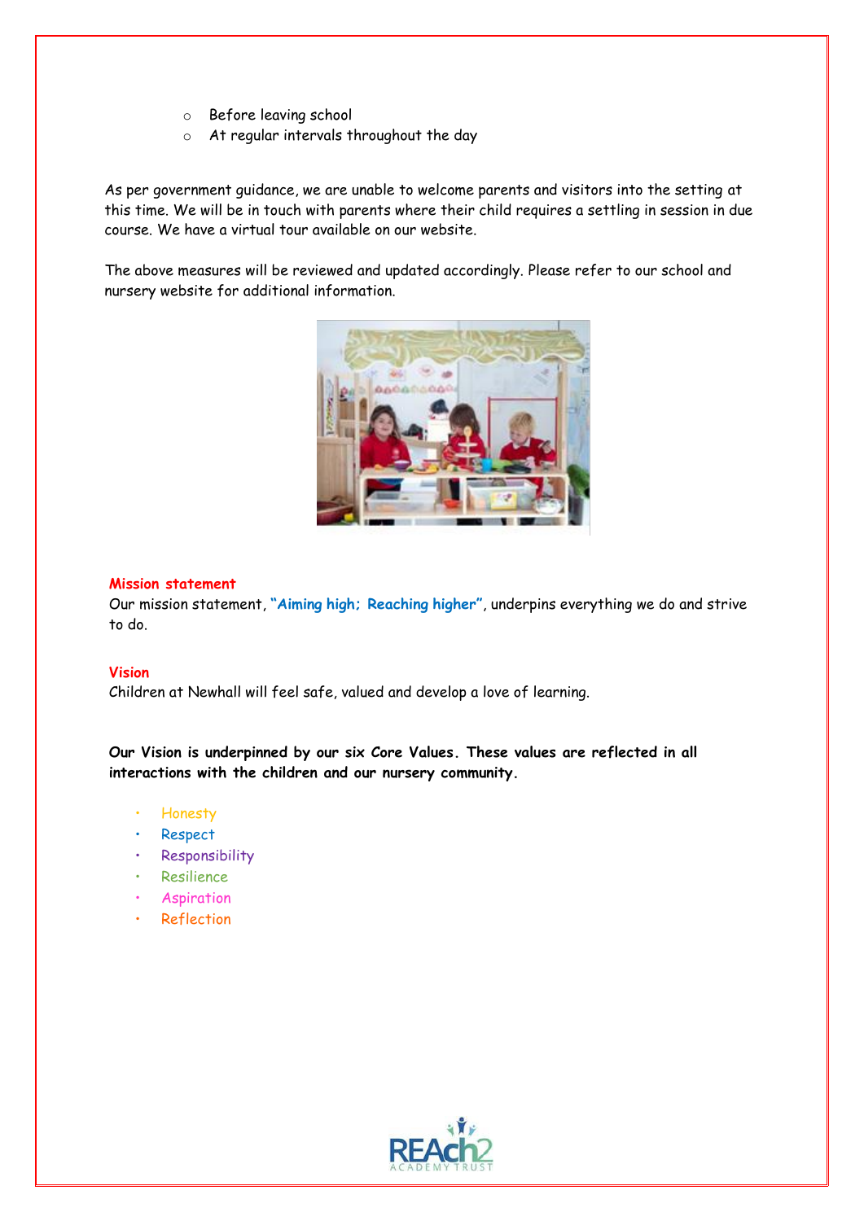- Before leaving school
- At regular intervals throughout the day

As per government guidance, we are unable to welcome parents and visitors into the setting at this time. We will be in touch with parents where their child requires a settling in session in due course. We have a virtual tour available on our website.

The above measures will be reviewed and updated accordingly. Please refer to our school and nursery website for additional information.

**Mission statement**

Our mission statement, **"Aiming high; Reaching higher"**, underpins everything we do and strive to do.

**Vision**

Children at Newhall will feel safe, valued and develop a love of learning.

**Our Vision is underpinned by our six Core Values. These values are reflected in all interactions with the children and our nursery community.**

- Honesty
- Respect
- Responsibility
- Resilience
- Aspiration
- Reflection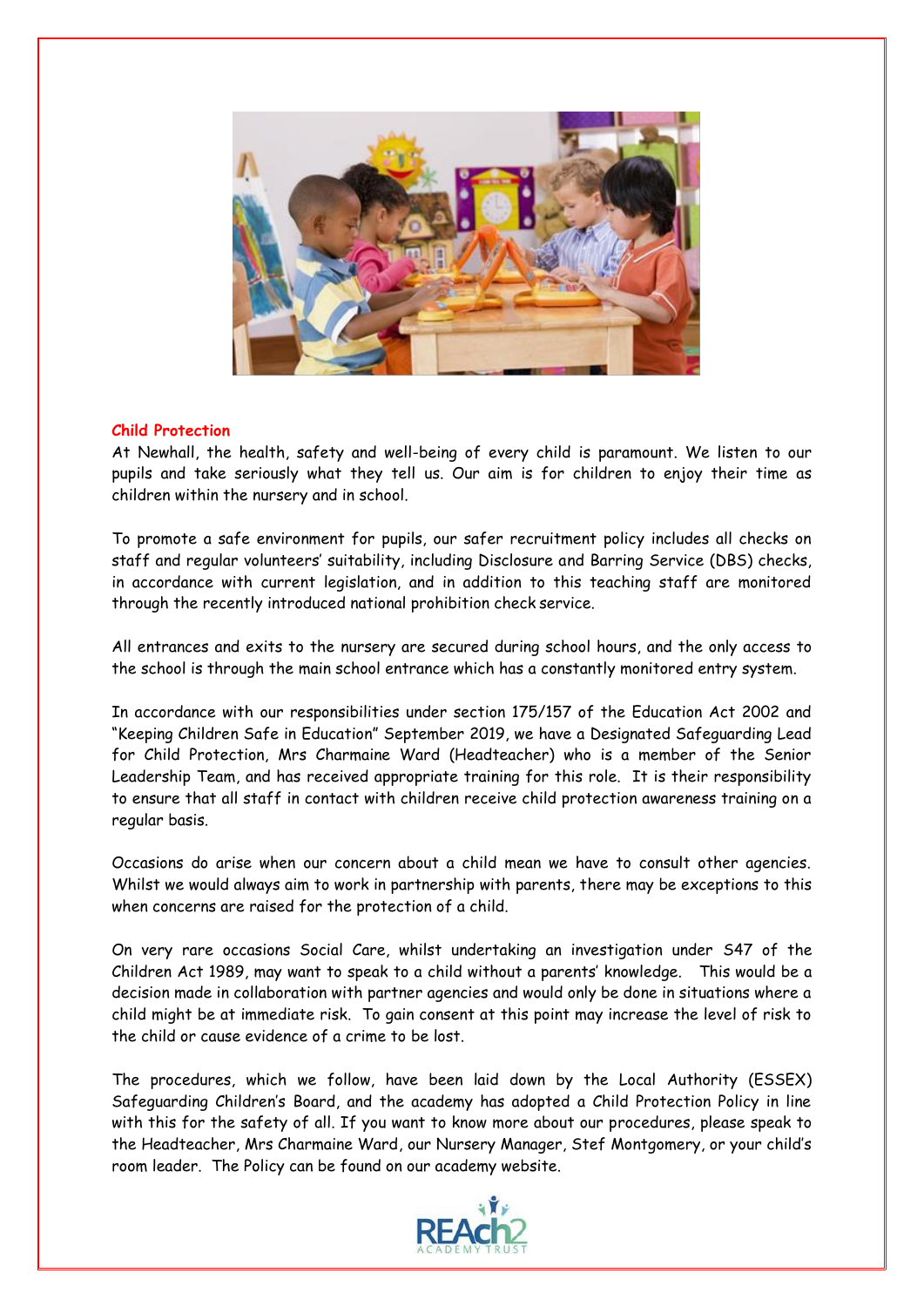## Child Protection

At Newhall, the health, safety and well-being of every child is paramount. We listen to our pupils and take seriously what they tell us. Our aim is for children to enjoy their time as children within the nursery and in school.

To promote a safe environment for pupils, our safer recruitment policy includes all checks on staff and regular volunteers' suitability, including Disclosure and Barring Service (DBS) checks, in accordance with current legislation, and in addition to this teaching staff are monitored through the recently introduced national prohibition check service.

All entrances and exits to the nursery are secured during school hours, and the only access to the school is through the main school entrance which has a constantly monitored entry system.

In accordance with our responsibilities under section 175/157 of the Education Act 2002 and "Keeping Children Safe in Education" September 2019, we have a Designated Safeguarding Lead for Child Protection, Mrs Charmaine Ward (Headteacher) who is a member of the Senior Leadership Team, and has received appropriate training for this role. It is their responsibility to ensure that all staff in contact with children receive child protection awareness training on a regular basis.

Occasions do arise when our concern about a child mean we have to consult other agencies. Whilst we would always aim to work in partnership with parents, there may be exceptions to this when concerns are raised for the protection of a child.

On very rare occasions Social Care, whilst undertaking an investigation under S47 of the Children Act 1989, may want to speak to a child without a parents' knowledge. This would be a decision made in collaboration with partner agencies and would only be done in situations where a child might be at immediate risk. To gain consent at this point may increase the level of risk to the child or cause evidence of a crime to be lost.

The procedures, which we follow, have been laid down by the Local Authority (ESSEX) Safeguarding Children's Board, and the academy has adopted a Child Protection Policy in line with this for the safety of all. If you want to know more about our procedures, please speak to the Headteacher, Mrs Charmaine Ward, our Nursery Manager, Stef Montgomery, or your child's room leader. The Policy can be found on our academy website.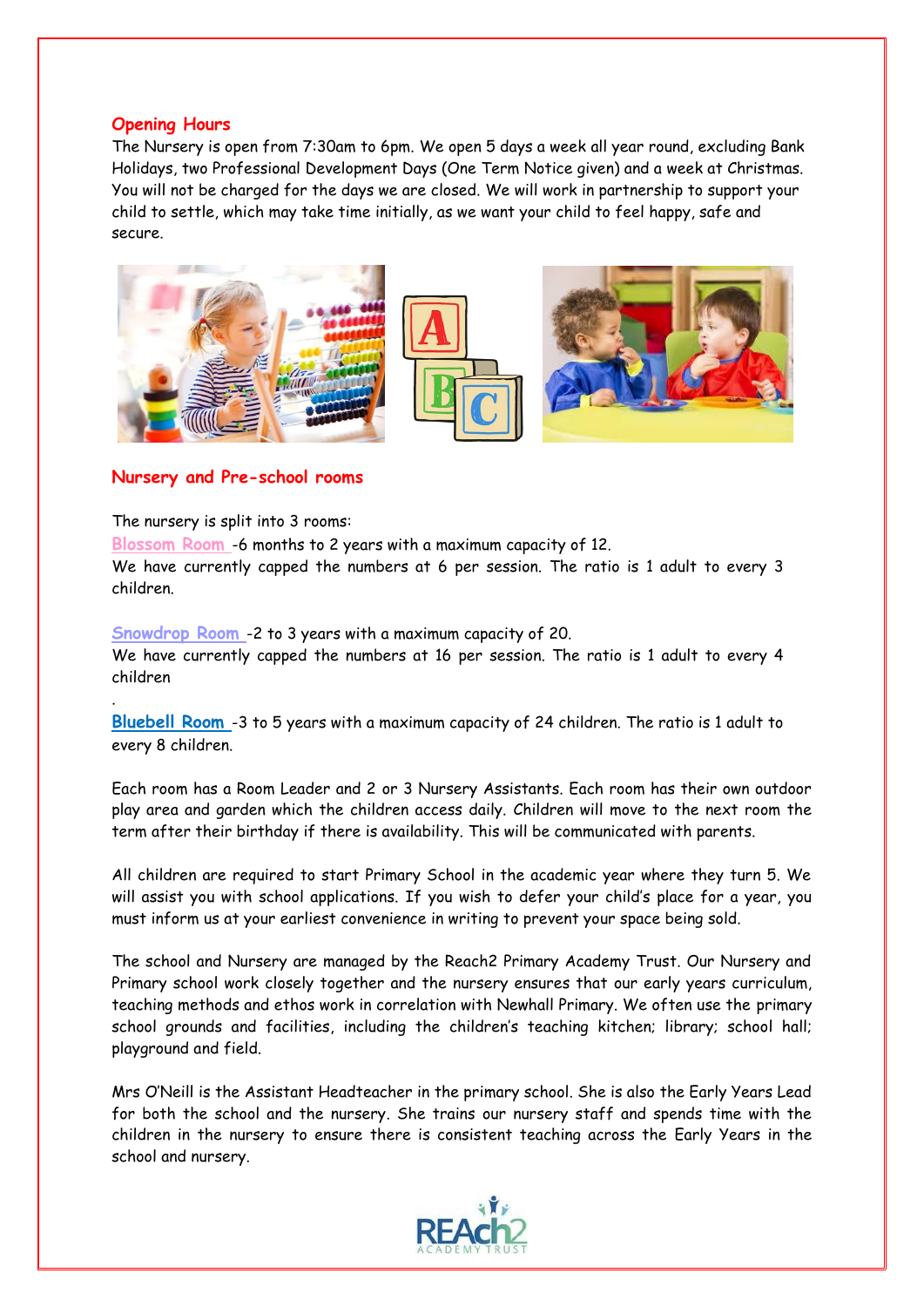## Opening Hours

The Nursery is open from 7:30am to 6pm. We open 5 days a week all year round, excluding Bank Holidays, two Professional Development Days (One Term Notice given) and a week at Christmas. You will not be charged for the days we are closed. We will work in partnership to support your child to settle, which may take time initially, as we want your child to feel happy, safe and secure.

## Nursery and Pre-school rooms

The nursery is split into 3 rooms:

**Blossom Room** -6 months to 2 years with a maximum capacity of 12.
We have currently capped the numbers at 6 per session. The ratio is 1 adult to every 3 children.

**Snowdrop Room** -2 to 3 years with a maximum capacity of 20.
We have currently capped the numbers at 16 per session. The ratio is 1 adult to every 4 children

.

**Bluebell Room** -3 to 5 years with a maximum capacity of 24 children. The ratio is 1 adult to every 8 children.

Each room has a Room Leader and 2 or 3 Nursery Assistants. Each room has their own outdoor play area and garden which the children access daily. Children will move to the next room the term after their birthday if there is availability. This will be communicated with parents.

All children are required to start Primary School in the academic year where they turn 5. We will assist you with school applications. If you wish to defer your child's place for a year, you must inform us at your earliest convenience in writing to prevent your space being sold.

The school and Nursery are managed by the Reach2 Primary Academy Trust. Our Nursery and Primary school work closely together and the nursery ensures that our early years curriculum, teaching methods and ethos work in correlation with Newhall Primary. We often use the primary school grounds and facilities, including the children's teaching kitchen; library; school hall; playground and field.

Mrs O'Neill is the Assistant Headteacher in the primary school. She is also the Early Years Lead for both the school and the nursery. She trains our nursery staff and spends time with the children in the nursery to ensure there is consistent teaching across the Early Years in the school and nursery.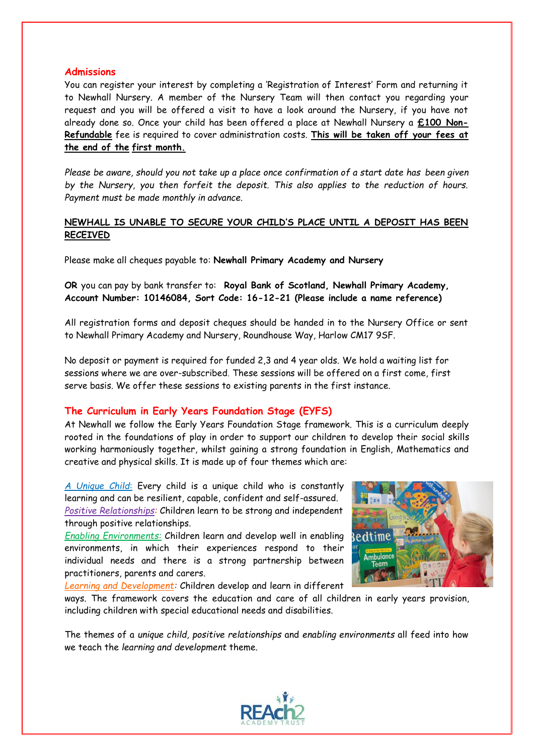## Admissions

You can register your interest by completing a 'Registration of Interest' Form and returning it to Newhall Nursery. A member of the Nursery Team will then contact you regarding your request and you will be offered a visit to have a look around the Nursery, if you have not already done so. Once your child has been offered a place at Newhall Nursery a **£100 Non-Refundable** fee is required to cover administration costs. **This will be taken off your fees at the end of the first month.**

*Please be aware, should you not take up a place once confirmation of a start date has been given by the Nursery, you then forfeit the deposit. This also applies to the reduction of hours. Payment must be made monthly in advance.*

**NEWHALL IS UNABLE TO SECURE YOUR CHILD'S PLACE UNTIL A DEPOSIT HAS BEEN RECEIVED**

Please make all cheques payable to: **Newhall Primary Academy and Nursery**

**OR** you can pay by bank transfer to: **Royal Bank of Scotland, Newhall Primary Academy, Account Number: 10146084, Sort Code: 16-12-21 (Please include a name reference)**

All registration forms and deposit cheques should be handed in to the Nursery Office or sent to Newhall Primary Academy and Nursery, Roundhouse Way, Harlow CM17 9SF.

No deposit or payment is required for funded 2,3 and 4 year olds. We hold a waiting list for sessions where we are over-subscribed. These sessions will be offered on a first come, first serve basis. We offer these sessions to existing parents in the first instance.

## The Curriculum in Early Years Foundation Stage (EYFS)

At Newhall we follow the Early Years Foundation Stage framework. This is a curriculum deeply rooted in the foundations of play in order to support our children to develop their social skills working harmoniously together, whilst gaining a strong foundation in English, Mathematics and creative and physical skills. It is made up of four themes which are:

*A Unique Child*: Every child is a unique child who is constantly learning and can be resilient, capable, confident and self-assured.

*Positive Relationships:* Children learn to be strong and independent through positive relationships.

*Enabling Environments:* Children learn and develop well in enabling environments, in which their experiences respond to their individual needs and there is a strong partnership between practitioners, parents and carers.

*Learning and Development:* Children develop and learn in different ways. The framework covers the education and care of all children in early years provision, including children with special educational needs and disabilities.

The themes of a *unique child, positive relationships* and *enabling environments* all feed into how we teach the *learning and development* theme.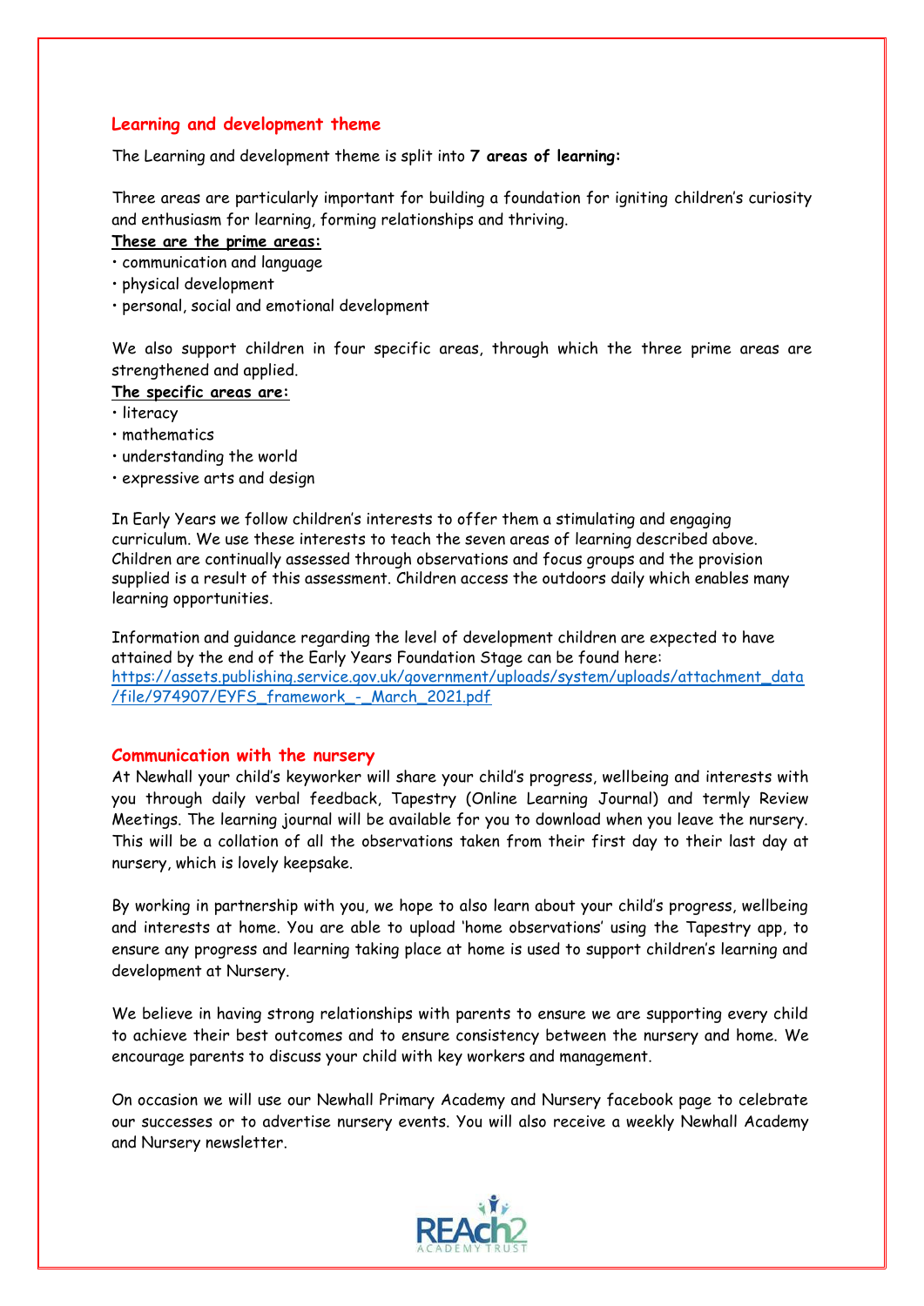## Learning and development theme

The Learning and development theme is split into **7 areas of learning:**

Three areas are particularly important for building a foundation for igniting children's curiosity and enthusiasm for learning, forming relationships and thriving.

**These are the prime areas:**

- communication and language
- physical development
- personal, social and emotional development

We also support children in four specific areas, through which the three prime areas are strengthened and applied.

**The specific areas are:**

- literacy
- mathematics
- understanding the world
- expressive arts and design

In Early Years we follow children's interests to offer them a stimulating and engaging curriculum. We use these interests to teach the seven areas of learning described above. Children are continually assessed through observations and focus groups and the provision supplied is a result of this assessment. Children access the outdoors daily which enables many learning opportunities.

Information and guidance regarding the level of development children are expected to have attained by the end of the Early Years Foundation Stage can be found here: https://assets.publishing.service.gov.uk/government/uploads/system/uploads/attachment_data/file/974907/EYFS_framework_-_March_2021.pdf

## Communication with the nursery

At Newhall your child's keyworker will share your child's progress, wellbeing and interests with you through daily verbal feedback, Tapestry (Online Learning Journal) and termly Review Meetings. The learning journal will be available for you to download when you leave the nursery. This will be a collation of all the observations taken from their first day to their last day at nursery, which is lovely keepsake.

By working in partnership with you, we hope to also learn about your child's progress, wellbeing and interests at home. You are able to upload 'home observations' using the Tapestry app, to ensure any progress and learning taking place at home is used to support children's learning and development at Nursery.

We believe in having strong relationships with parents to ensure we are supporting every child to achieve their best outcomes and to ensure consistency between the nursery and home. We encourage parents to discuss your child with key workers and management.

On occasion we will use our Newhall Primary Academy and Nursery facebook page to celebrate our successes or to advertise nursery events. You will also receive a weekly Newhall Academy and Nursery newsletter.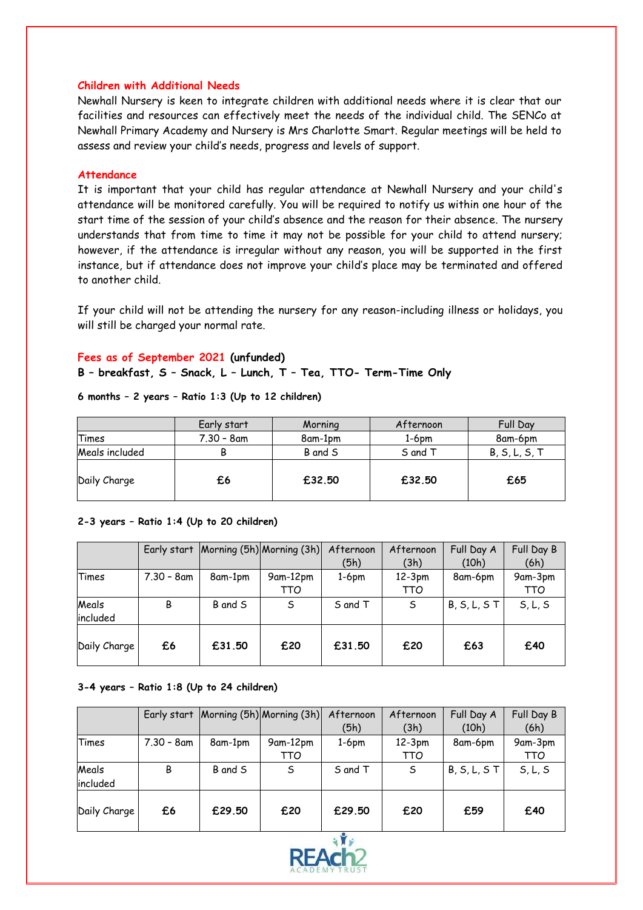## Children with Additional Needs

Newhall Nursery is keen to integrate children with additional needs where it is clear that our facilities and resources can effectively meet the needs of the individual child. The SENCo at Newhall Primary Academy and Nursery is Mrs Charlotte Smart. Regular meetings will be held to assess and review your child's needs, progress and levels of support.

## Attendance

It is important that your child has regular attendance at Newhall Nursery and your child's attendance will be monitored carefully. You will be required to notify us within one hour of the start time of the session of your child's absence and the reason for their absence. The nursery understands that from time to time it may not be possible for your child to attend nursery; however, if the attendance is irregular without any reason, you will be supported in the first instance, but if attendance does not improve your child's place may be terminated and offered to another child.

If your child will not be attending the nursery for any reason-including illness or holidays, you will still be charged your normal rate.

## Fees as of September 2021 **(unfunded)**

**B – breakfast, S – Snack, L – Lunch, T – Tea, TTO- Term-Time Only**

**6 months – 2 years – Ratio 1:3 (Up to 12 children)**

| | Early start | Morning | Afternoon | Full Day |
|---|---|---|---|---|
| Times | 7.30 – 8am | 8am-1pm | 1-6pm | 8am-6pm |
| Meals included | B | B and S | S and T | B, S, L, S, T |
| Daily Charge | **£6** | **£32.50** | **£32.50** | **£65** |

**2-3 years – Ratio 1:4 (Up to 20 children)**

| | Early start | Morning (5h) | Morning (3h) | Afternoon (5h) | Afternoon (3h) | Full Day A (10h) | Full Day B (6h) |
|---|---|---|---|---|---|---|---|
| Times | 7.30 – 8am | 8am-1pm | 9am-12pm TTO | 1-6pm | 12-3pm TTO | 8am-6pm | 9am-3pm TTO |
| Meals included | B | B and S | S | S and T | S | B, S, L, S T | S, L, S |
| Daily Charge | **£6** | **£31.50** | **£20** | **£31.50** | **£20** | **£63** | **£40** |

**3-4 years – Ratio 1:8 (Up to 24 children)**

| | Early start | Morning (5h) | Morning (3h) | Afternoon (5h) | Afternoon (3h) | Full Day A (10h) | Full Day B (6h) |
|---|---|---|---|---|---|---|---|
| Times | 7.30 – 8am | 8am-1pm | 9am-12pm TTO | 1-6pm | 12-3pm TTO | 8am-6pm | 9am-3pm TTO |
| Meals included | B | B and S | S | S and T | S | B, S, L, S T | S, L, S |
| Daily Charge | **£6** | **£29.50** | **£20** | **£29.50** | **£20** | **£59** | **£40** |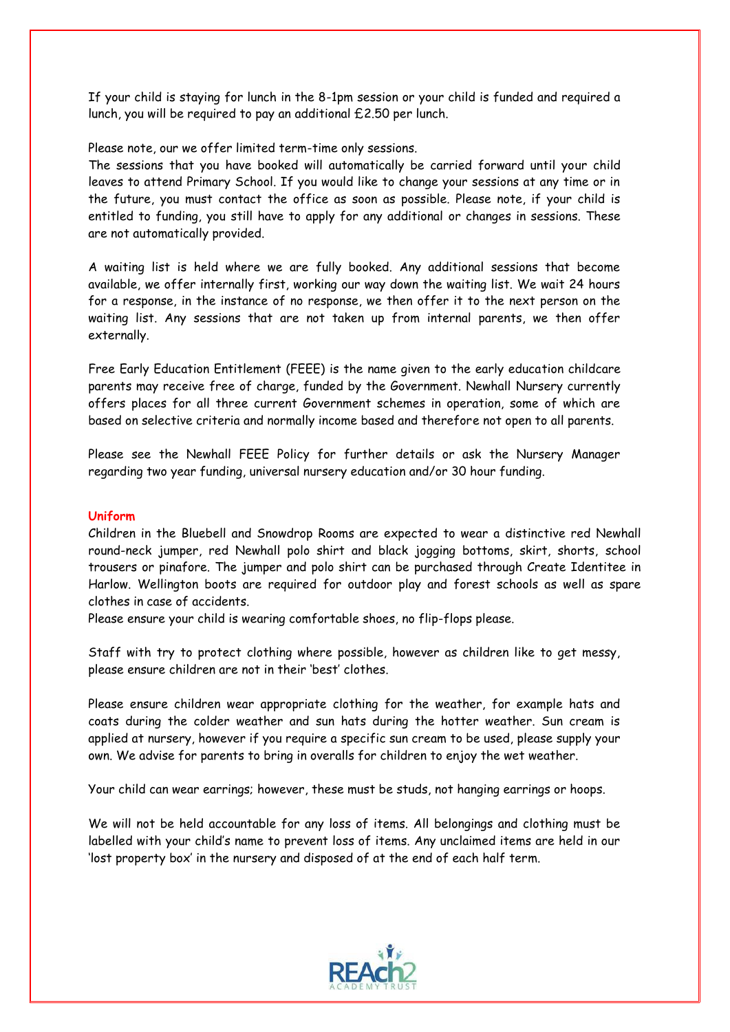If your child is staying for lunch in the 8-1pm session or your child is funded and required a lunch, you will be required to pay an additional £2.50 per lunch.

Please note, our we offer limited term-time only sessions.
The sessions that you have booked will automatically be carried forward until your child leaves to attend Primary School. If you would like to change your sessions at any time or in the future, you must contact the office as soon as possible. Please note, if your child is entitled to funding, you still have to apply for any additional or changes in sessions. These are not automatically provided.

A waiting list is held where we are fully booked. Any additional sessions that become available, we offer internally first, working our way down the waiting list. We wait 24 hours for a response, in the instance of no response, we then offer it to the next person on the waiting list. Any sessions that are not taken up from internal parents, we then offer externally.

Free Early Education Entitlement (FEEE) is the name given to the early education childcare parents may receive free of charge, funded by the Government. Newhall Nursery currently offers places for all three current Government schemes in operation, some of which are based on selective criteria and normally income based and therefore not open to all parents.

Please see the Newhall FEEE Policy for further details or ask the Nursery Manager regarding two year funding, universal nursery education and/or 30 hour funding.

**Uniform**

Children in the Bluebell and Snowdrop Rooms are expected to wear a distinctive red Newhall round-neck jumper, red Newhall polo shirt and black jogging bottoms, skirt, shorts, school trousers or pinafore. The jumper and polo shirt can be purchased through Create Identitee in Harlow. Wellington boots are required for outdoor play and forest schools as well as spare clothes in case of accidents.
Please ensure your child is wearing comfortable shoes, no flip-flops please.

Staff with try to protect clothing where possible, however as children like to get messy, please ensure children are not in their 'best' clothes.

Please ensure children wear appropriate clothing for the weather, for example hats and coats during the colder weather and sun hats during the hotter weather. Sun cream is applied at nursery, however if you require a specific sun cream to be used, please supply your own. We advise for parents to bring in overalls for children to enjoy the wet weather.

Your child can wear earrings; however, these must be studs, not hanging earrings or hoops.

We will not be held accountable for any loss of items. All belongings and clothing must be labelled with your child's name to prevent loss of items. Any unclaimed items are held in our 'lost property box' in the nursery and disposed of at the end of each half term.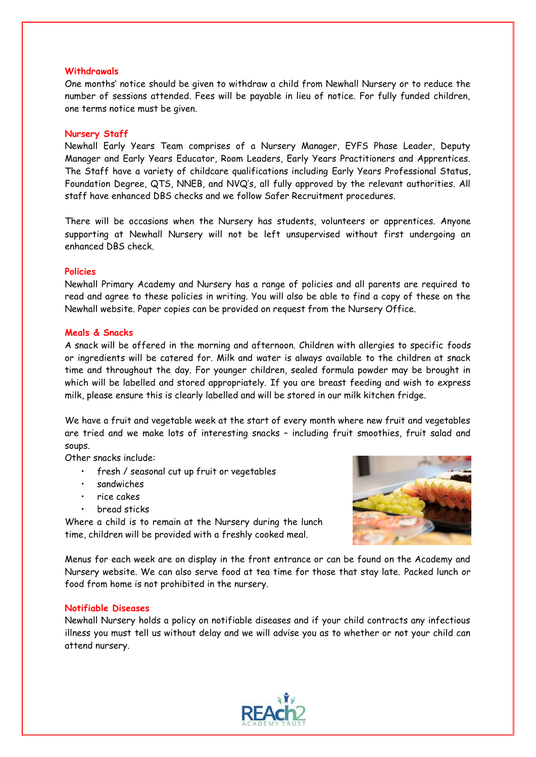## Withdrawals

One months' notice should be given to withdraw a child from Newhall Nursery or to reduce the number of sessions attended. Fees will be payable in lieu of notice. For fully funded children, one terms notice must be given.

## Nursery Staff

Newhall Early Years Team comprises of a Nursery Manager, EYFS Phase Leader, Deputy Manager and Early Years Educator, Room Leaders, Early Years Practitioners and Apprentices. The Staff have a variety of childcare qualifications including Early Years Professional Status, Foundation Degree, QTS, NNEB, and NVQ's, all fully approved by the relevant authorities. All staff have enhanced DBS checks and we follow Safer Recruitment procedures.

There will be occasions when the Nursery has students, volunteers or apprentices. Anyone supporting at Newhall Nursery will not be left unsupervised without first undergoing an enhanced DBS check.

## Policies

Newhall Primary Academy and Nursery has a range of policies and all parents are required to read and agree to these policies in writing. You will also be able to find a copy of these on the Newhall website. Paper copies can be provided on request from the Nursery Office.

## Meals & Snacks

A snack will be offered in the morning and afternoon. Children with allergies to specific foods or ingredients will be catered for. Milk and water is always available to the children at snack time and throughout the day. For younger children, sealed formula powder may be brought in which will be labelled and stored appropriately. If you are breast feeding and wish to express milk, please ensure this is clearly labelled and will be stored in our milk kitchen fridge.

We have a fruit and vegetable week at the start of every month where new fruit and vegetables are tried and we make lots of interesting snacks – including fruit smoothies, fruit salad and soups.

Other snacks include:

- fresh / seasonal cut up fruit or vegetables
- sandwiches
- rice cakes
- bread sticks

Where a child is to remain at the Nursery during the lunch time, children will be provided with a freshly cooked meal.

Menus for each week are on display in the front entrance or can be found on the Academy and Nursery website. We can also serve food at tea time for those that stay late. Packed lunch or food from home is not prohibited in the nursery.

## Notifiable Diseases

Newhall Nursery holds a policy on notifiable diseases and if your child contracts any infectious illness you must tell us without delay and we will advise you as to whether or not your child can attend nursery.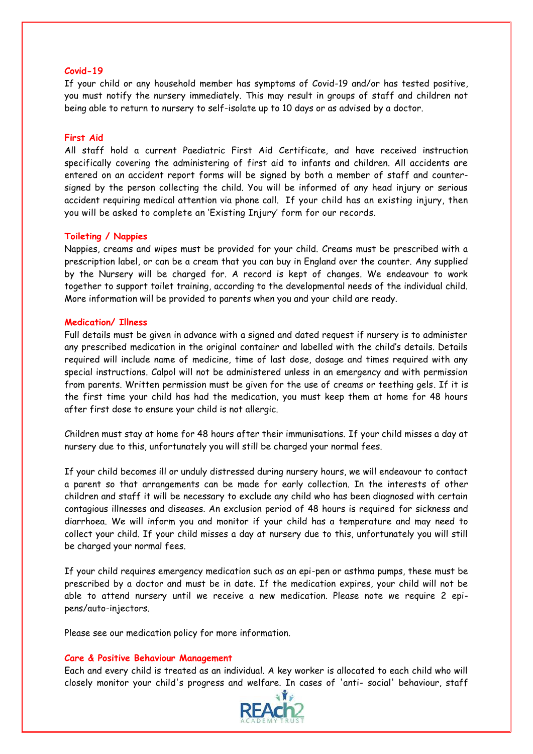### Covid-19

If your child or any household member has symptoms of Covid-19 and/or has tested positive, you must notify the nursery immediately. This may result in groups of staff and children not being able to return to nursery to self-isolate up to 10 days or as advised by a doctor.

### First Aid

All staff hold a current Paediatric First Aid Certificate, and have received instruction specifically covering the administering of first aid to infants and children. All accidents are entered on an accident report forms will be signed by both a member of staff and counter-signed by the person collecting the child. You will be informed of any head injury or serious accident requiring medical attention via phone call. If your child has an existing injury, then you will be asked to complete an 'Existing Injury' form for our records.

### Toileting / Nappies

Nappies, creams and wipes must be provided for your child. Creams must be prescribed with a prescription label, or can be a cream that you can buy in England over the counter. Any supplied by the Nursery will be charged for. A record is kept of changes. We endeavour to work together to support toilet training, according to the developmental needs of the individual child. More information will be provided to parents when you and your child are ready.

### Medication/ Illness

Full details must be given in advance with a signed and dated request if nursery is to administer any prescribed medication in the original container and labelled with the child's details. Details required will include name of medicine, time of last dose, dosage and times required with any special instructions. Calpol will not be administered unless in an emergency and with permission from parents. Written permission must be given for the use of creams or teething gels. If it is the first time your child has had the medication, you must keep them at home for 48 hours after first dose to ensure your child is not allergic.

Children must stay at home for 48 hours after their immunisations. If your child misses a day at nursery due to this, unfortunately you will still be charged your normal fees.

If your child becomes ill or unduly distressed during nursery hours, we will endeavour to contact a parent so that arrangements can be made for early collection. In the interests of other children and staff it will be necessary to exclude any child who has been diagnosed with certain contagious illnesses and diseases. An exclusion period of 48 hours is required for sickness and diarrhoea. We will inform you and monitor if your child has a temperature and may need to collect your child. If your child misses a day at nursery due to this, unfortunately you will still be charged your normal fees.

If your child requires emergency medication such as an epi-pen or asthma pumps, these must be prescribed by a doctor and must be in date. If the medication expires, your child will not be able to attend nursery until we receive a new medication. Please note we require 2 epi-pens/auto-injectors.

Please see our medication policy for more information.

### Care & Positive Behaviour Management

Each and every child is treated as an individual. A key worker is allocated to each child who will closely monitor your child's progress and welfare. In cases of 'anti- social' behaviour, staff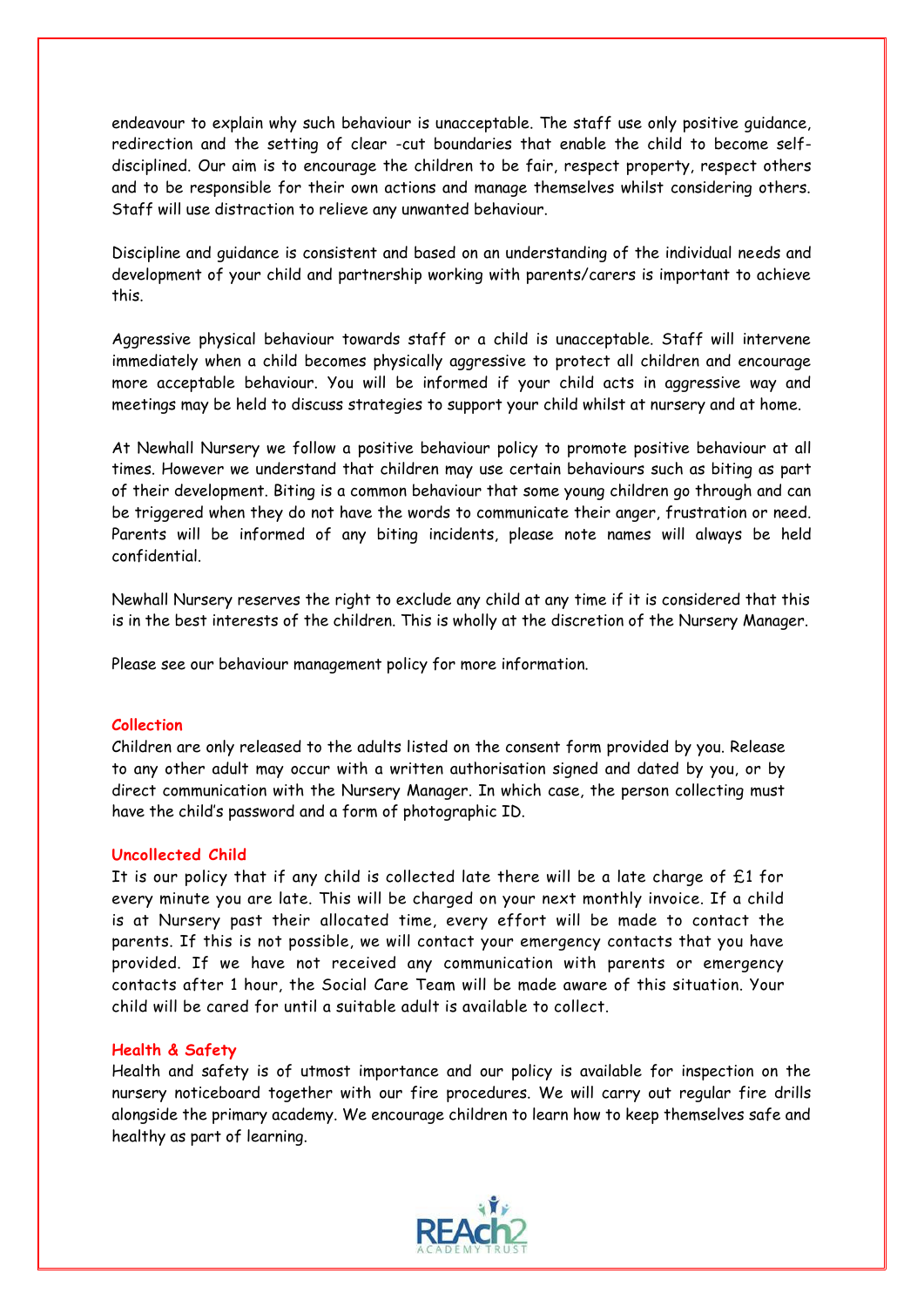endeavour to explain why such behaviour is unacceptable. The staff use only positive guidance, redirection and the setting of clear -cut boundaries that enable the child to become self-disciplined. Our aim is to encourage the children to be fair, respect property, respect others and to be responsible for their own actions and manage themselves whilst considering others. Staff will use distraction to relieve any unwanted behaviour.

Discipline and guidance is consistent and based on an understanding of the individual needs and development of your child and partnership working with parents/carers is important to achieve this.

Aggressive physical behaviour towards staff or a child is unacceptable. Staff will intervene immediately when a child becomes physically aggressive to protect all children and encourage more acceptable behaviour. You will be informed if your child acts in aggressive way and meetings may be held to discuss strategies to support your child whilst at nursery and at home.

At Newhall Nursery we follow a positive behaviour policy to promote positive behaviour at all times. However we understand that children may use certain behaviours such as biting as part of their development. Biting is a common behaviour that some young children go through and can be triggered when they do not have the words to communicate their anger, frustration or need. Parents will be informed of any biting incidents, please note names will always be held confidential.

Newhall Nursery reserves the right to exclude any child at any time if it is considered that this is in the best interests of the children. This is wholly at the discretion of the Nursery Manager.

Please see our behaviour management policy for more information.

## Collection

Children are only released to the adults listed on the consent form provided by you. Release to any other adult may occur with a written authorisation signed and dated by you, or by direct communication with the Nursery Manager. In which case, the person collecting must have the child's password and a form of photographic ID.

## Uncollected Child

It is our policy that if any child is collected late there will be a late charge of £1 for every minute you are late. This will be charged on your next monthly invoice. If a child is at Nursery past their allocated time, every effort will be made to contact the parents. If this is not possible, we will contact your emergency contacts that you have provided. If we have not received any communication with parents or emergency contacts after 1 hour, the Social Care Team will be made aware of this situation. Your child will be cared for until a suitable adult is available to collect.

## Health & Safety

Health and safety is of utmost importance and our policy is available for inspection on the nursery noticeboard together with our fire procedures. We will carry out regular fire drills alongside the primary academy. We encourage children to learn how to keep themselves safe and healthy as part of learning.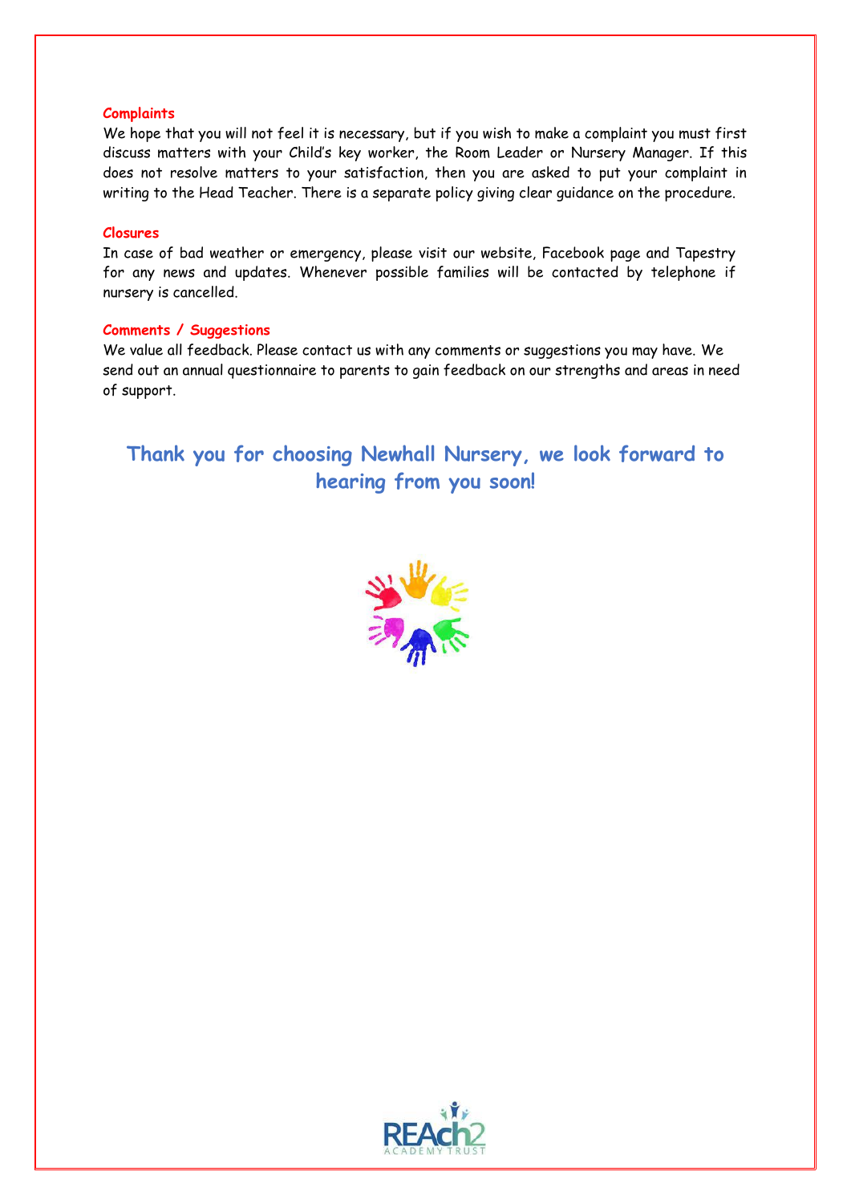### Complaints

We hope that you will not feel it is necessary, but if you wish to make a complaint you must first discuss matters with your Child's key worker, the Room Leader or Nursery Manager. If this does not resolve matters to your satisfaction, then you are asked to put your complaint in writing to the Head Teacher. There is a separate policy giving clear guidance on the procedure.

### Closures

In case of bad weather or emergency, please visit our website, Facebook page and Tapestry for any news and updates. Whenever possible families will be contacted by telephone if nursery is cancelled.

### Comments / Suggestions

We value all feedback. Please contact us with any comments or suggestions you may have. We send out an annual questionnaire to parents to gain feedback on our strengths and areas in need of support.

## Thank you for choosing Newhall Nursery, we look forward to hearing from you soon!

REAch2 ACADEMY TRUST